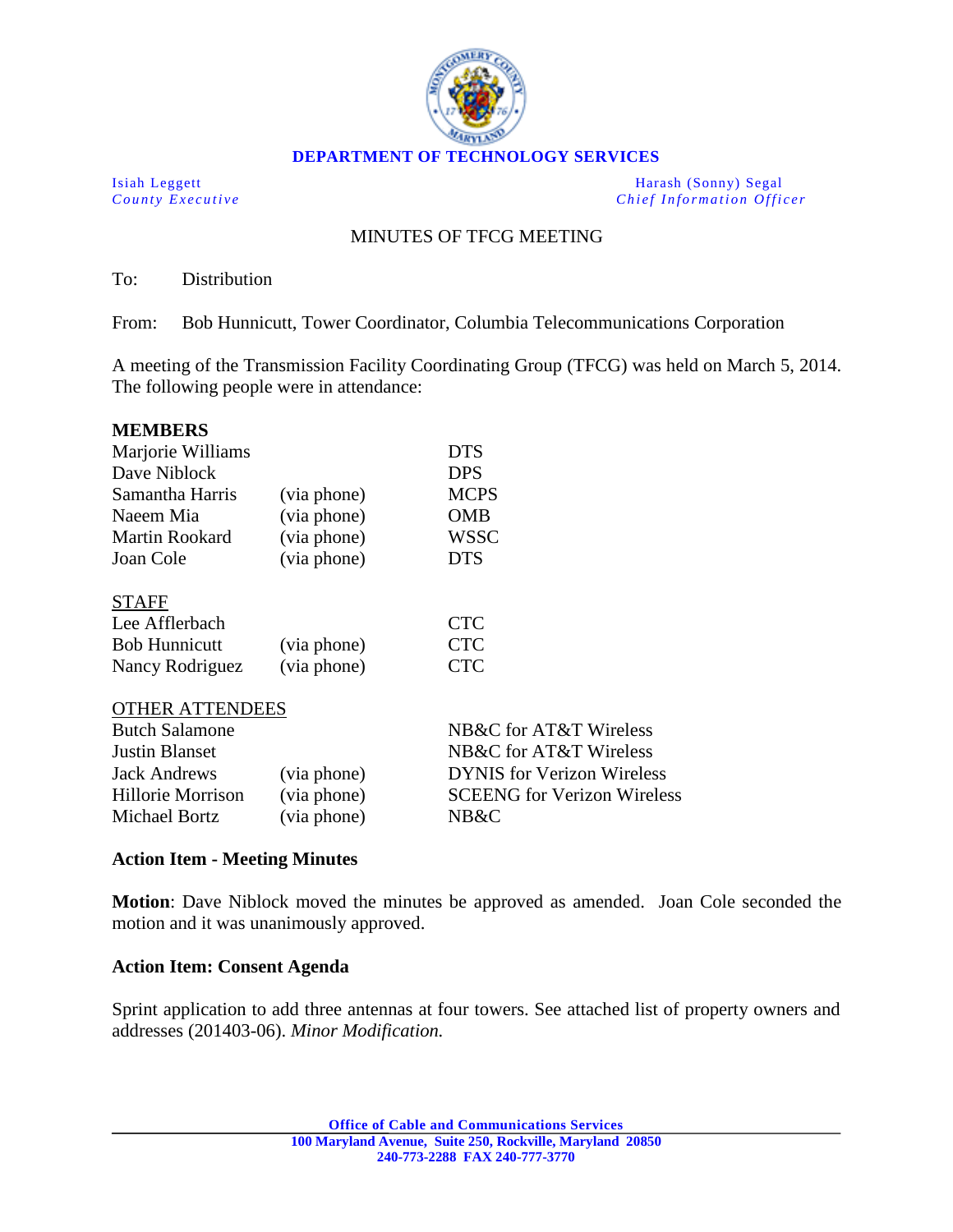**DEPARTMENT OF TECHNOLOGY SERVICES**

Isiah Leggett
*County Executive*

Harash (Sonny) Segal
*Chief Information Officer*

MINUTES OF TFCG MEETING

To: Distribution

From: Bob Hunnicutt, Tower Coordinator, Columbia Telecommunications Corporation

A meeting of the Transmission Facility Coordinating Group (TFCG) was held on March 5, 2014. The following people were in attendance:

**MEMBERS**

| | | |
|---|---|---|
| Marjorie Williams | | DTS |
| Dave Niblock | | DPS |
| Samantha Harris | (via phone) | MCPS |
| Naeem Mia | (via phone) | OMB |
| Martin Rookard | (via phone) | WSSC |
| Joan Cole | (via phone) | DTS |

STAFF

| | | |
|---|---|---|
| Lee Afflerbach | | CTC |
| Bob Hunnicutt | (via phone) | CTC |
| Nancy Rodriguez | (via phone) | CTC |

OTHER ATTENDEES

| | | |
|---|---|---|
| Butch Salamone | | NB&C for AT&T Wireless |
| Justin Blanset | | NB&C for AT&T Wireless |
| Jack Andrews | (via phone) | DYNIS for Verizon Wireless |
| Hillorie Morrison | (via phone) | SCEENG for Verizon Wireless |
| Michael Bortz | (via phone) | NB&C |

**Action Item - Meeting Minutes**

**Motion**: Dave Niblock moved the minutes be approved as amended. Joan Cole seconded the motion and it was unanimously approved.

**Action Item: Consent Agenda**

Sprint application to add three antennas at four towers. See attached list of property owners and addresses (201403-06). *Minor Modification.*

Office of Cable and Communications Services
100 Maryland Avenue, Suite 250, Rockville, Maryland 20850
240-773-2288 FAX 240-777-3770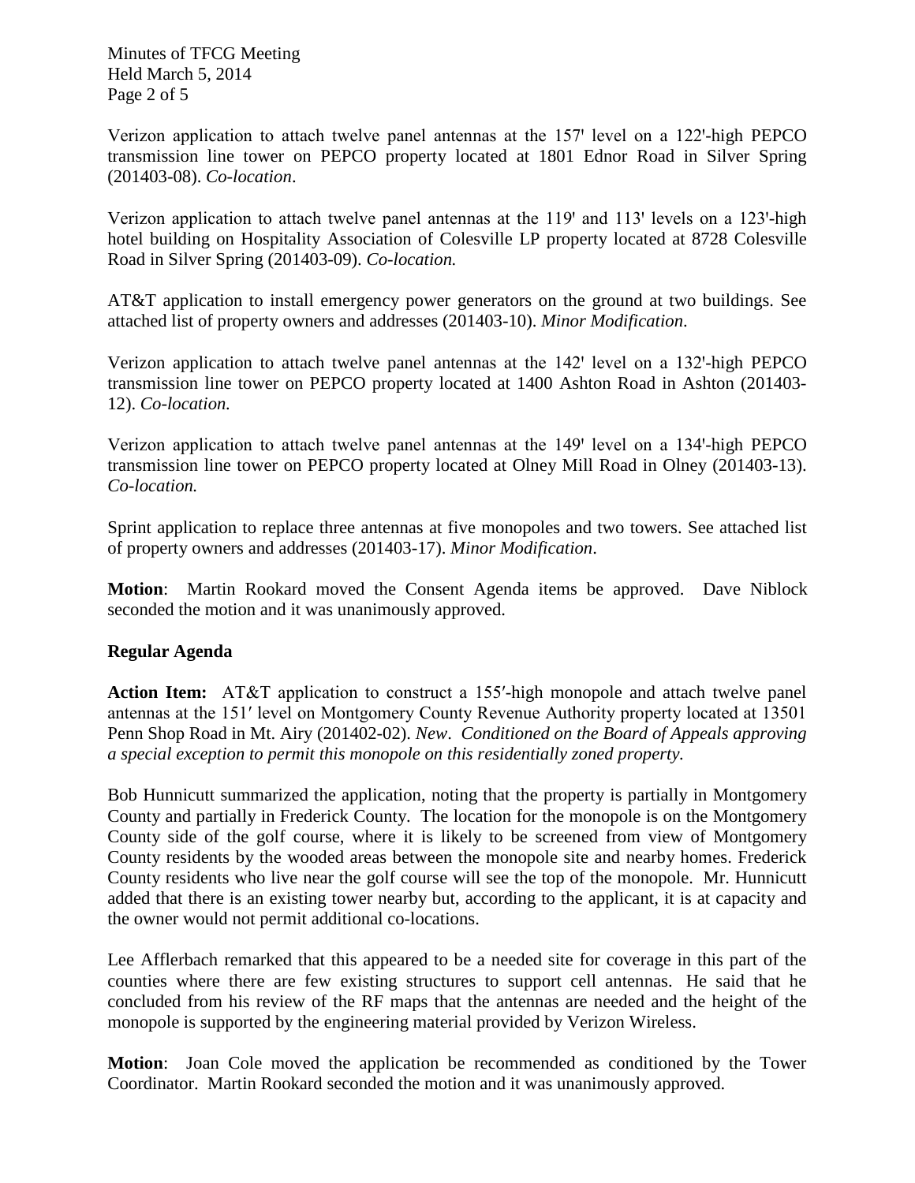Verizon application to attach twelve panel antennas at the 157' level on a 122'-high PEPCO transmission line tower on PEPCO property located at 1801 Ednor Road in Silver Spring (201403-08). *Co-location*.

Verizon application to attach twelve panel antennas at the 119' and 113' levels on a 123'-high hotel building on Hospitality Association of Colesville LP property located at 8728 Colesville Road in Silver Spring (201403-09). *Co-location.*

AT&T application to install emergency power generators on the ground at two buildings. See attached list of property owners and addresses (201403-10). *Minor Modification*.

Verizon application to attach twelve panel antennas at the 142' level on a 132'-high PEPCO transmission line tower on PEPCO property located at 1400 Ashton Road in Ashton (201403-12). *Co-location.*

Verizon application to attach twelve panel antennas at the 149' level on a 134'-high PEPCO transmission line tower on PEPCO property located at Olney Mill Road in Olney (201403-13). *Co-location.*

Sprint application to replace three antennas at five monopoles and two towers. See attached list of property owners and addresses (201403-17). *Minor Modification*.

**Motion**: Martin Rookard moved the Consent Agenda items be approved. Dave Niblock seconded the motion and it was unanimously approved.

**Regular Agenda**

**Action Item:** AT&T application to construct a 155′-high monopole and attach twelve panel antennas at the 151′ level on Montgomery County Revenue Authority property located at 13501 Penn Shop Road in Mt. Airy (201402-02). *New*. *Conditioned on the Board of Appeals approving a special exception to permit this monopole on this residentially zoned property.*

Bob Hunnicutt summarized the application, noting that the property is partially in Montgomery County and partially in Frederick County. The location for the monopole is on the Montgomery County side of the golf course, where it is likely to be screened from view of Montgomery County residents by the wooded areas between the monopole site and nearby homes. Frederick County residents who live near the golf course will see the top of the monopole. Mr. Hunnicutt added that there is an existing tower nearby but, according to the applicant, it is at capacity and the owner would not permit additional co-locations.

Lee Afflerbach remarked that this appeared to be a needed site for coverage in this part of the counties where there are few existing structures to support cell antennas. He said that he concluded from his review of the RF maps that the antennas are needed and the height of the monopole is supported by the engineering material provided by Verizon Wireless.

**Motion**: Joan Cole moved the application be recommended as conditioned by the Tower Coordinator. Martin Rookard seconded the motion and it was unanimously approved.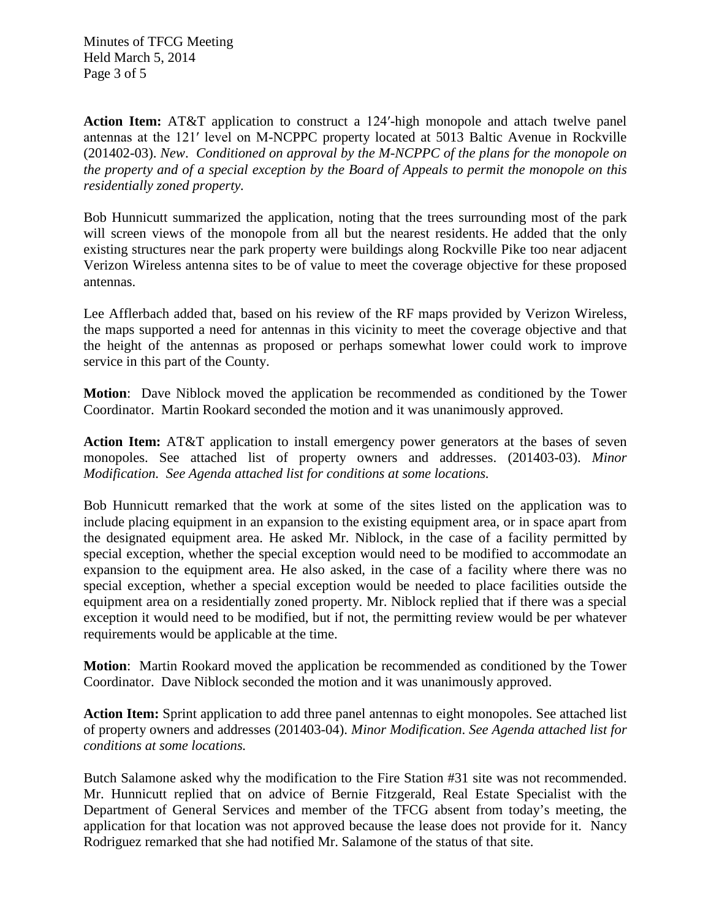**Action Item:** AT&T application to construct a 124′-high monopole and attach twelve panel antennas at the 121′ level on M-NCPPC property located at 5013 Baltic Avenue in Rockville (201402-03). *New*. *Conditioned on approval by the M-NCPPC of the plans for the monopole on the property and of a special exception by the Board of Appeals to permit the monopole on this residentially zoned property.*

Bob Hunnicutt summarized the application, noting that the trees surrounding most of the park will screen views of the monopole from all but the nearest residents. He added that the only existing structures near the park property were buildings along Rockville Pike too near adjacent Verizon Wireless antenna sites to be of value to meet the coverage objective for these proposed antennas.

Lee Afflerbach added that, based on his review of the RF maps provided by Verizon Wireless, the maps supported a need for antennas in this vicinity to meet the coverage objective and that the height of the antennas as proposed or perhaps somewhat lower could work to improve service in this part of the County.

**Motion**: Dave Niblock moved the application be recommended as conditioned by the Tower Coordinator. Martin Rookard seconded the motion and it was unanimously approved.

**Action Item:** AT&T application to install emergency power generators at the bases of seven monopoles. See attached list of property owners and addresses. (201403-03). *Minor Modification. See Agenda attached list for conditions at some locations.*

Bob Hunnicutt remarked that the work at some of the sites listed on the application was to include placing equipment in an expansion to the existing equipment area, or in space apart from the designated equipment area. He asked Mr. Niblock, in the case of a facility permitted by special exception, whether the special exception would need to be modified to accommodate an expansion to the equipment area. He also asked, in the case of a facility where there was no special exception, whether a special exception would be needed to place facilities outside the equipment area on a residentially zoned property. Mr. Niblock replied that if there was a special exception it would need to be modified, but if not, the permitting review would be per whatever requirements would be applicable at the time.

**Motion**: Martin Rookard moved the application be recommended as conditioned by the Tower Coordinator. Dave Niblock seconded the motion and it was unanimously approved.

**Action Item:** Sprint application to add three panel antennas to eight monopoles. See attached list of property owners and addresses (201403-04). *Minor Modification. See Agenda attached list for conditions at some locations.*

Butch Salamone asked why the modification to the Fire Station #31 site was not recommended. Mr. Hunnicutt replied that on advice of Bernie Fitzgerald, Real Estate Specialist with the Department of General Services and member of the TFCG absent from today's meeting, the application for that location was not approved because the lease does not provide for it. Nancy Rodriguez remarked that she had notified Mr. Salamone of the status of that site.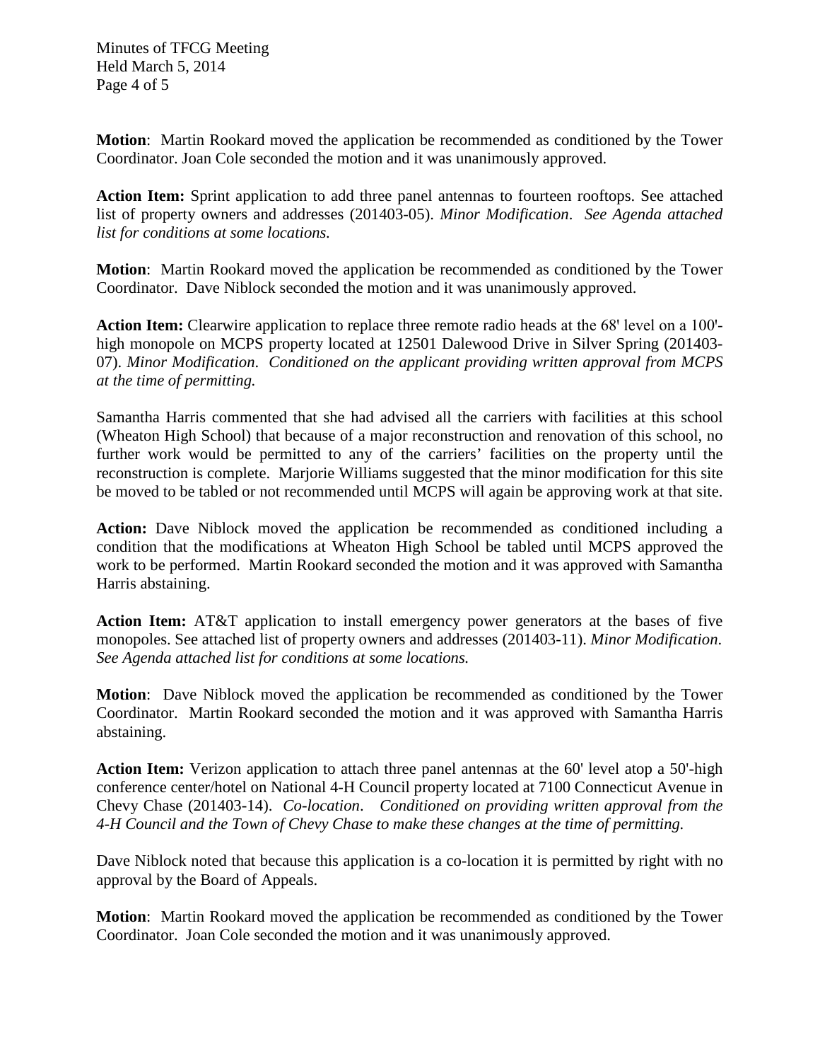**Motion**: Martin Rookard moved the application be recommended as conditioned by the Tower Coordinator. Joan Cole seconded the motion and it was unanimously approved.

**Action Item:** Sprint application to add three panel antennas to fourteen rooftops. See attached list of property owners and addresses (201403-05). *Minor Modification*. *See Agenda attached list for conditions at some locations.*

**Motion**: Martin Rookard moved the application be recommended as conditioned by the Tower Coordinator. Dave Niblock seconded the motion and it was unanimously approved.

**Action Item:** Clearwire application to replace three remote radio heads at the 68' level on a 100'-high monopole on MCPS property located at 12501 Dalewood Drive in Silver Spring (201403-07). *Minor Modification*. *Conditioned on the applicant providing written approval from MCPS at the time of permitting.*

Samantha Harris commented that she had advised all the carriers with facilities at this school (Wheaton High School) that because of a major reconstruction and renovation of this school, no further work would be permitted to any of the carriers' facilities on the property until the reconstruction is complete. Marjorie Williams suggested that the minor modification for this site be moved to be tabled or not recommended until MCPS will again be approving work at that site.

**Action:** Dave Niblock moved the application be recommended as conditioned including a condition that the modifications at Wheaton High School be tabled until MCPS approved the work to be performed. Martin Rookard seconded the motion and it was approved with Samantha Harris abstaining.

**Action Item:** AT&T application to install emergency power generators at the bases of five monopoles. See attached list of property owners and addresses (201403-11). *Minor Modification*. *See Agenda attached list for conditions at some locations.*

**Motion**: Dave Niblock moved the application be recommended as conditioned by the Tower Coordinator. Martin Rookard seconded the motion and it was approved with Samantha Harris abstaining.

**Action Item:** Verizon application to attach three panel antennas at the 60' level atop a 50'-high conference center/hotel on National 4-H Council property located at 7100 Connecticut Avenue in Chevy Chase (201403-14). *Co-location*. *Conditioned on providing written approval from the 4-H Council and the Town of Chevy Chase to make these changes at the time of permitting.*

Dave Niblock noted that because this application is a co-location it is permitted by right with no approval by the Board of Appeals.

**Motion**: Martin Rookard moved the application be recommended as conditioned by the Tower Coordinator. Joan Cole seconded the motion and it was unanimously approved.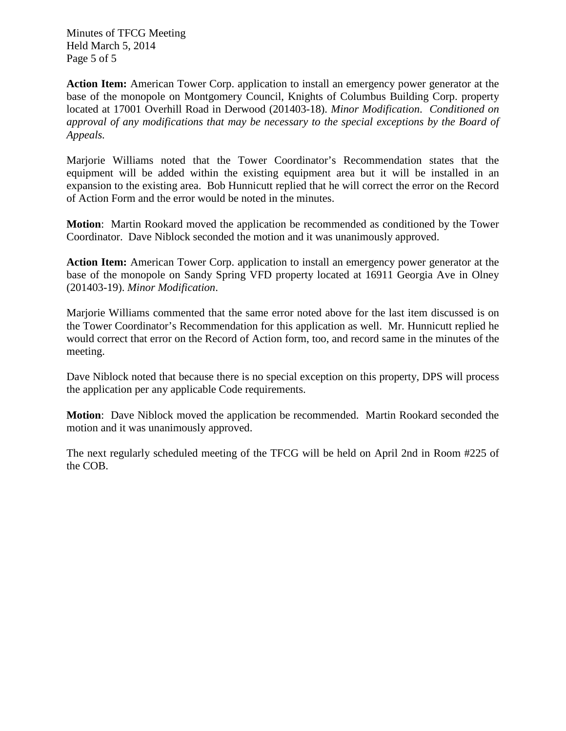**Action Item:** American Tower Corp. application to install an emergency power generator at the base of the monopole on Montgomery Council, Knights of Columbus Building Corp. property located at 17001 Overhill Road in Derwood (201403-18). *Minor Modification. Conditioned on approval of any modifications that may be necessary to the special exceptions by the Board of Appeals.*

Marjorie Williams noted that the Tower Coordinator's Recommendation states that the equipment will be added within the existing equipment area but it will be installed in an expansion to the existing area. Bob Hunnicutt replied that he will correct the error on the Record of Action Form and the error would be noted in the minutes.

**Motion**: Martin Rookard moved the application be recommended as conditioned by the Tower Coordinator. Dave Niblock seconded the motion and it was unanimously approved.

**Action Item:** American Tower Corp. application to install an emergency power generator at the base of the monopole on Sandy Spring VFD property located at 16911 Georgia Ave in Olney (201403-19). *Minor Modification*.

Marjorie Williams commented that the same error noted above for the last item discussed is on the Tower Coordinator's Recommendation for this application as well. Mr. Hunnicutt replied he would correct that error on the Record of Action form, too, and record same in the minutes of the meeting.

Dave Niblock noted that because there is no special exception on this property, DPS will process the application per any applicable Code requirements.

**Motion**: Dave Niblock moved the application be recommended. Martin Rookard seconded the motion and it was unanimously approved.

The next regularly scheduled meeting of the TFCG will be held on April 2nd in Room #225 of the COB.